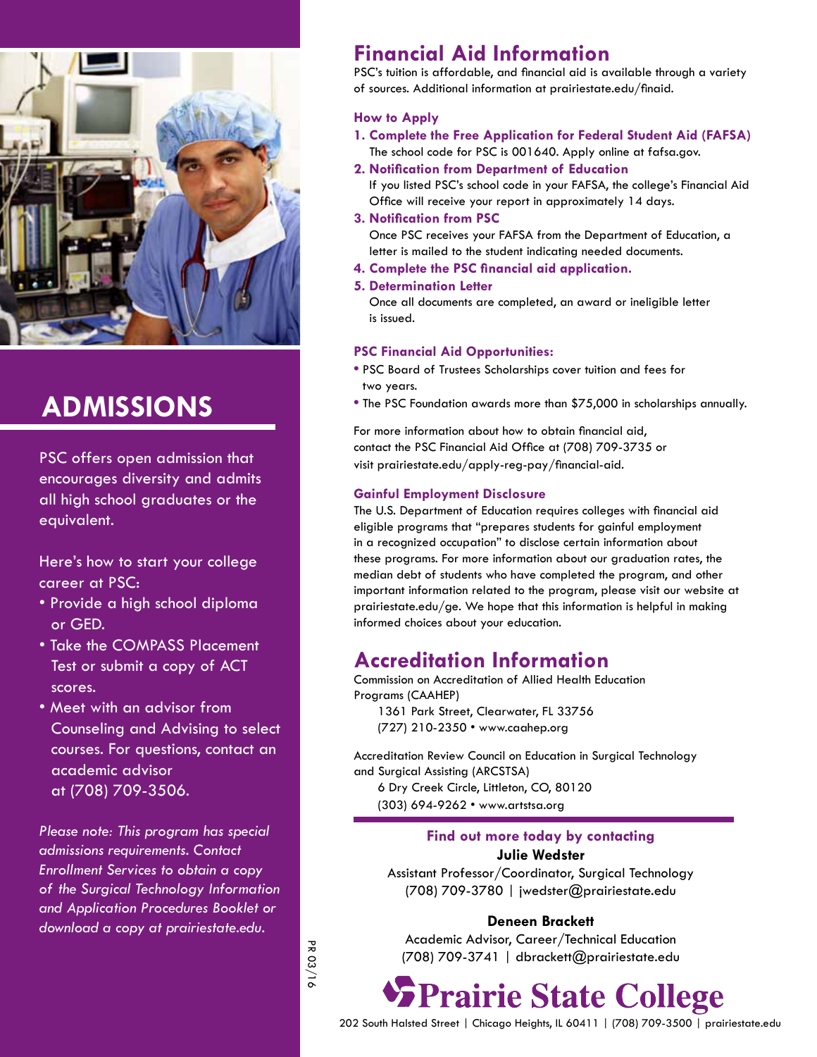# ADMISSIONS

PSC offers open admission that encourages diversity and admits all high school graduates or the equivalent.

Here's how to start your college career at PSC:

- Provide a high school diploma or GED.
- Take the COMPASS Placement Test or submit a copy of ACT scores.
- Meet with an advisor from Counseling and Advising to select courses. For questions, contact an academic advisor at (708) 709-3506.

*Please note: This program has special admissions requirements. Contact Enrollment Services to obtain a copy of the Surgical Technology Information and Application Procedures Booklet or download a copy at prairiestate.edu.*

PR 03/16

# Financial Aid Information

PSC's tuition is affordable, and financial aid is available through a variety of sources. Additional information at prairiestate.edu/finaid.

### How to Apply

1. **Complete the Free Application for Federal Student Aid (FAFSA)**
   The school code for PSC is 001640. Apply online at fafsa.gov.
2. **Notification from Department of Education**
   If you listed PSC's school code in your FAFSA, the college's Financial Aid Office will receive your report in approximately 14 days.
3. **Notification from PSC**
   Once PSC receives your FAFSA from the Department of Education, a letter is mailed to the student indicating needed documents.
4. **Complete the PSC financial aid application.**
5. **Determination Letter**
   Once all documents are completed, an award or ineligible letter is issued.

### PSC Financial Aid Opportunities:

- PSC Board of Trustees Scholarships cover tuition and fees for two years.
- The PSC Foundation awards more than $75,000 in scholarships annually.

For more information about how to obtain financial aid, contact the PSC Financial Aid Office at (708) 709-3735 or visit prairiestate.edu/apply-reg-pay/financial-aid.

### Gainful Employment Disclosure

The U.S. Department of Education requires colleges with financial aid eligible programs that "prepares students for gainful employment in a recognized occupation" to disclose certain information about these programs. For more information about our graduation rates, the median debt of students who have completed the program, and other important information related to the program, please visit our website at prairiestate.edu/ge. We hope that this information is helpful in making informed choices about your education.

# Accreditation Information

Commission on Accreditation of Allied Health Education Programs (CAAHEP)
1361 Park Street, Clearwater, FL 33756
(727) 210-2350 • www.caahep.org

Accreditation Review Council on Education in Surgical Technology and Surgical Assisting (ARCSTSA)
6 Dry Creek Circle, Littleton, CO, 80120
(303) 694-9262 • www.artstsa.org

### Find out more today by contacting

**Julie Wedster**
Assistant Professor/Coordinator, Surgical Technology
(708) 709-3780 | jwedster@prairiestate.edu

**Deneen Brackett**
Academic Advisor, Career/Technical Education
(708) 709-3741 | dbrackett@prairiestate.edu

**Prairie State College**
202 South Halsted Street | Chicago Heights, IL 60411 | (708) 709-3500 | prairiestate.edu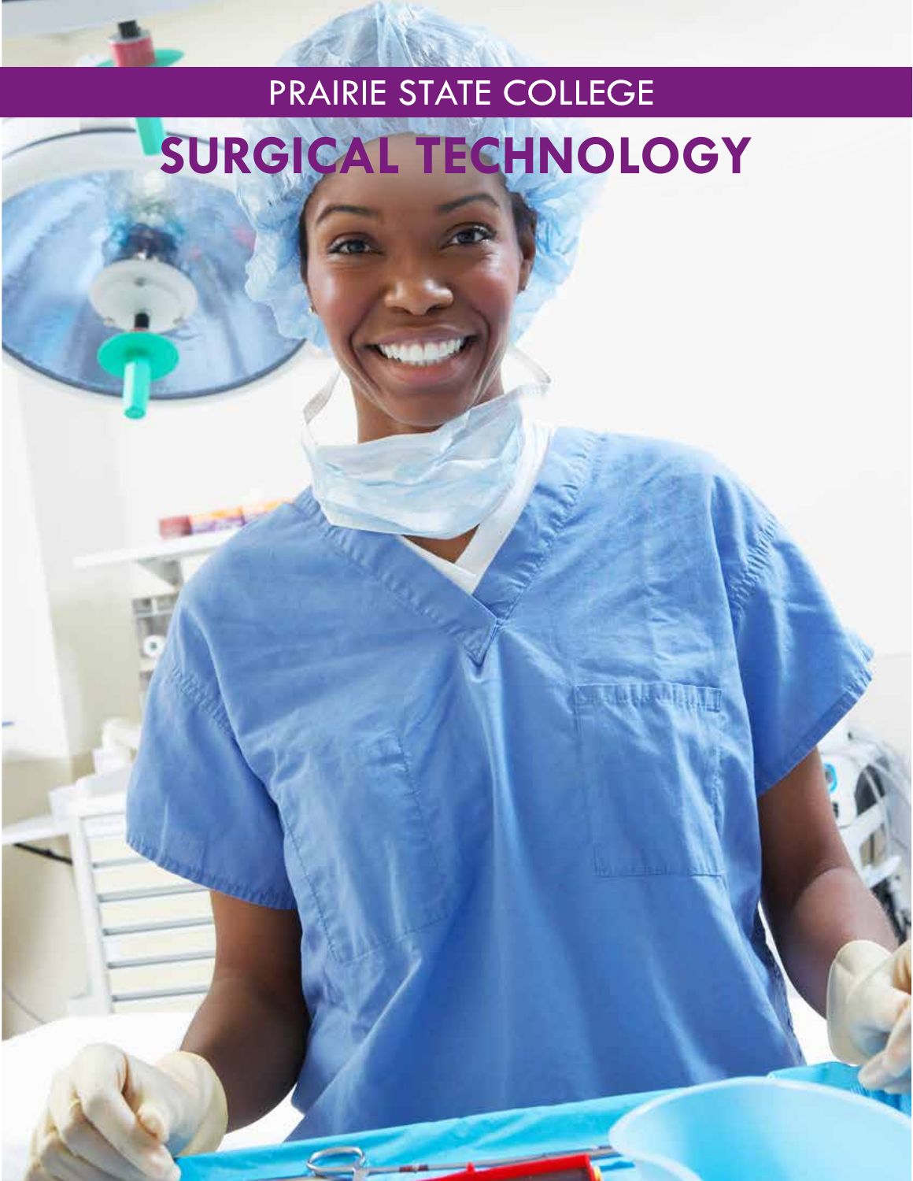PRAIRIE STATE COLLEGE

# SURGICAL TECHNOLOGY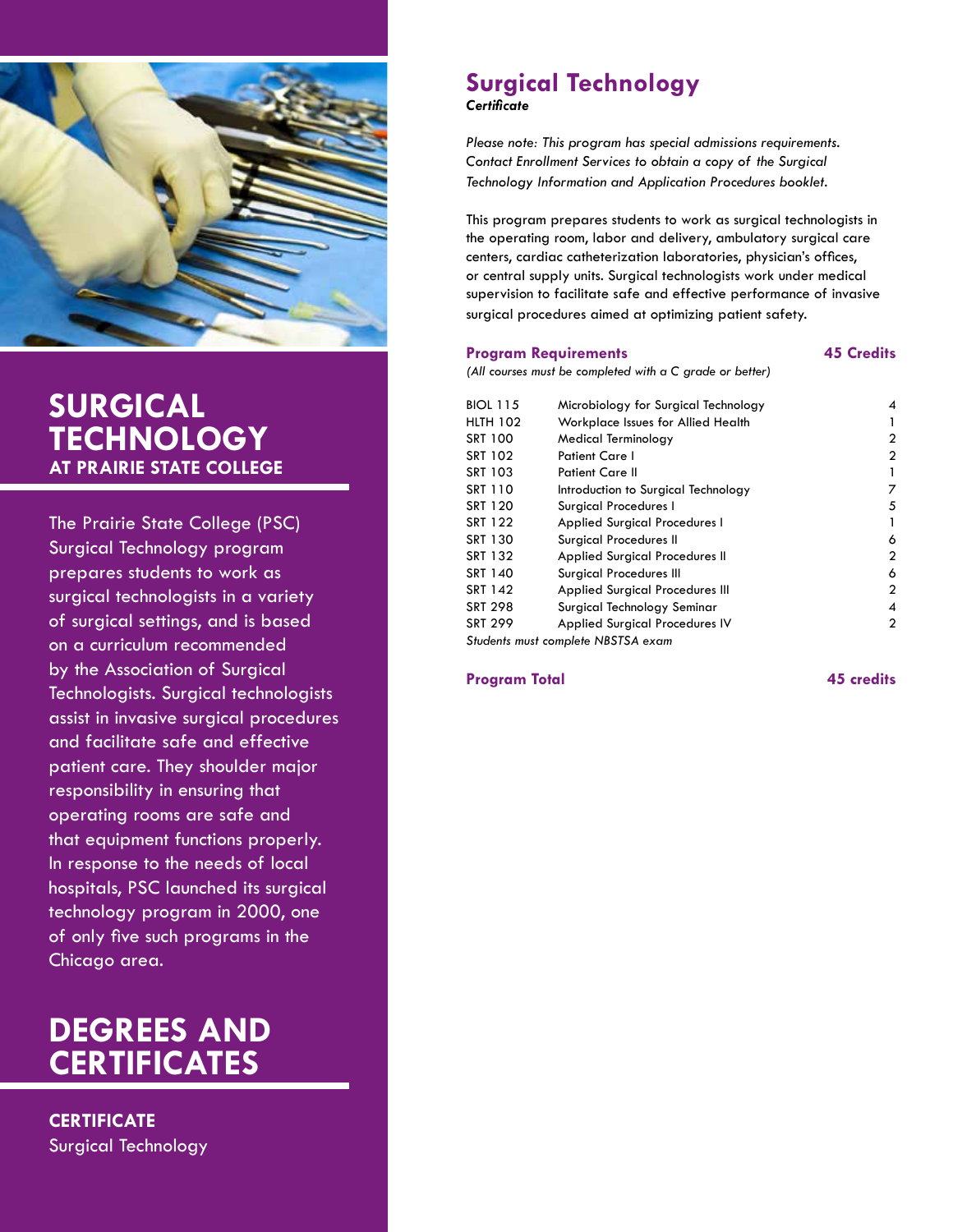# SURGICAL TECHNOLOGY
## AT PRAIRIE STATE COLLEGE

The Prairie State College (PSC) Surgical Technology program prepares students to work as surgical technologists in a variety of surgical settings, and is based on a curriculum recommended by the Association of Surgical Technologists. Surgical technologists assist in invasive surgical procedures and facilitate safe and effective patient care. They shoulder major responsibility in ensuring that operating rooms are safe and that equipment functions properly. In response to the needs of local hospitals, PSC launched its surgical technology program in 2000, one of only five such programs in the Chicago area.

# DEGREES AND CERTIFICATES

**CERTIFICATE**
Surgical Technology

## Surgical Technology
***Certificate***

*Please note: This program has special admissions requirements. Contact Enrollment Services to obtain a copy of the Surgical Technology Information and Application Procedures booklet.*

This program prepares students to work as surgical technologists in the operating room, labor and delivery, ambulatory surgical care centers, cardiac catheterization laboratories, physician's offices, or central supply units. Surgical technologists work under medical supervision to facilitate safe and effective performance of invasive surgical procedures aimed at optimizing patient safety.

**Program Requirements** **45 Credits**

*(All courses must be completed with a C grade or better)*

| Course | Title | Credits |
|---|---|---|
| BIOL 115 | Microbiology for Surgical Technology | 4 |
| HLTH 102 | Workplace Issues for Allied Health | 1 |
| SRT 100 | Medical Terminology | 2 |
| SRT 102 | Patient Care I | 2 |
| SRT 103 | Patient Care II | 1 |
| SRT 110 | Introduction to Surgical Technology | 7 |
| SRT 120 | Surgical Procedures I | 5 |
| SRT 122 | Applied Surgical Procedures I | 1 |
| SRT 130 | Surgical Procedures II | 6 |
| SRT 132 | Applied Surgical Procedures II | 2 |
| SRT 140 | Surgical Procedures III | 6 |
| SRT 142 | Applied Surgical Procedures III | 2 |
| SRT 298 | Surgical Technology Seminar | 4 |
| SRT 299 | Applied Surgical Procedures IV | 2 |

*Students must complete NBSTSA exam*

**Program Total** **45 credits**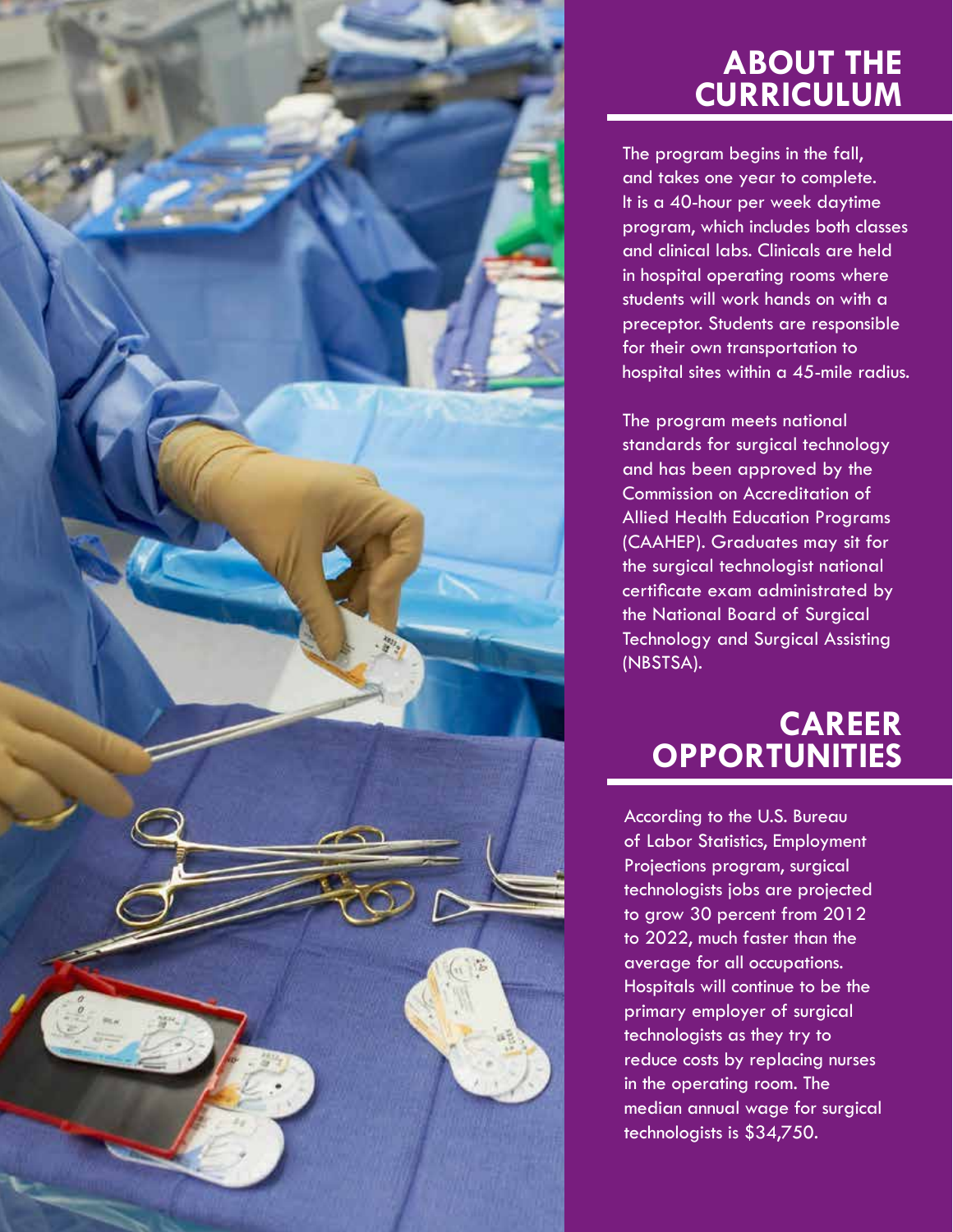## ABOUT THE CURRICULUM

The program begins in the fall, and takes one year to complete. It is a 40-hour per week daytime program, which includes both classes and clinical labs. Clinicals are held in hospital operating rooms where students will work hands on with a preceptor. Students are responsible for their own transportation to hospital sites within a 45-mile radius.

The program meets national standards for surgical technology and has been approved by the Commission on Accreditation of Allied Health Education Programs (CAAHEP). Graduates may sit for the surgical technologist national certificate exam administrated by the National Board of Surgical Technology and Surgical Assisting (NBSTSA).

## CAREER OPPORTUNITIES

According to the U.S. Bureau of Labor Statistics, Employment Projections program, surgical technologists jobs are projected to grow 30 percent from 2012 to 2022, much faster than the average for all occupations. Hospitals will continue to be the primary employer of surgical technologists as they try to reduce costs by replacing nurses in the operating room. The median annual wage for surgical technologists is $34,750.